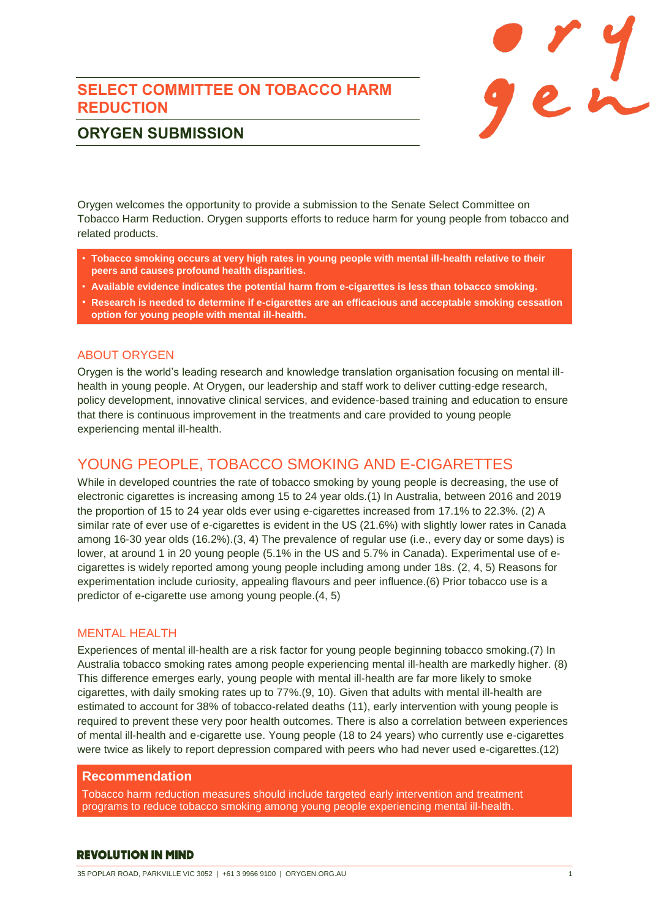# SELECT COMMITTEE ON TOBACCO HARM REDUCTION

## ORYGEN SUBMISSION

Orygen welcomes the opportunity to provide a submission to the Senate Select Committee on Tobacco Harm Reduction. Orygen supports efforts to reduce harm for young people from tobacco and related products.

- **Tobacco smoking occurs at very high rates in young people with mental ill-health relative to their peers and causes profound health disparities.**
- **Available evidence indicates the potential harm from e-cigarettes is less than tobacco smoking.**
- **Research is needed to determine if e-cigarettes are an efficacious and acceptable smoking cessation option for young people with mental ill-health.**

### ABOUT ORYGEN

Orygen is the world's leading research and knowledge translation organisation focusing on mental ill-health in young people. At Orygen, our leadership and staff work to deliver cutting-edge research, policy development, innovative clinical services, and evidence-based training and education to ensure that there is continuous improvement in the treatments and care provided to young people experiencing mental ill-health.

## YOUNG PEOPLE, TOBACCO SMOKING AND E-CIGARETTES

While in developed countries the rate of tobacco smoking by young people is decreasing, the use of electronic cigarettes is increasing among 15 to 24 year olds.(1) In Australia, between 2016 and 2019 the proportion of 15 to 24 year olds ever using e-cigarettes increased from 17.1% to 22.3%. (2) A similar rate of ever use of e-cigarettes is evident in the US (21.6%) with slightly lower rates in Canada among 16-30 year olds (16.2%).(3, 4) The prevalence of regular use (i.e., every day or some days) is lower, at around 1 in 20 young people (5.1% in the US and 5.7% in Canada). Experimental use of e-cigarettes is widely reported among young people including among under 18s. (2, 4, 5) Reasons for experimentation include curiosity, appealing flavours and peer influence.(6) Prior tobacco use is a predictor of e-cigarette use among young people.(4, 5)

### MENTAL HEALTH

Experiences of mental ill-health are a risk factor for young people beginning tobacco smoking.(7) In Australia tobacco smoking rates among people experiencing mental ill-health are markedly higher. (8) This difference emerges early, young people with mental ill-health are far more likely to smoke cigarettes, with daily smoking rates up to 77%.(9, 10). Given that adults with mental ill-health are estimated to account for 38% of tobacco-related deaths (11), early intervention with young people is required to prevent these very poor health outcomes. There is also a correlation between experiences of mental ill-health and e-cigarette use. Young people (18 to 24 years) who currently use e-cigarettes were twice as likely to report depression compared with peers who had never used e-cigarettes.(12)

**Recommendation**

Tobacco harm reduction measures should include targeted early intervention and treatment programs to reduce tobacco smoking among young people experiencing mental ill-health.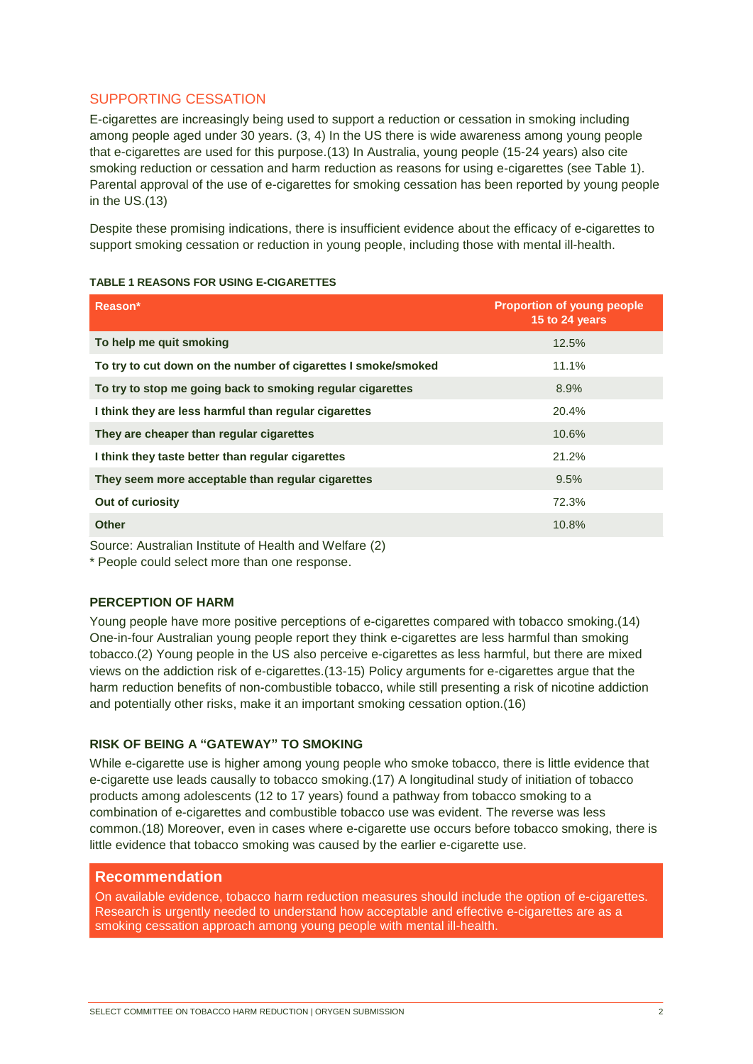## SUPPORTING CESSATION

E-cigarettes are increasingly being used to support a reduction or cessation in smoking including among people aged under 30 years. (3, 4) In the US there is wide awareness among young people that e-cigarettes are used for this purpose.(13) In Australia, young people (15-24 years) also cite smoking reduction or cessation and harm reduction as reasons for using e-cigarettes (see Table 1). Parental approval of the use of e-cigarettes for smoking cessation has been reported by young people in the US.(13)

Despite these promising indications, there is insufficient evidence about the efficacy of e-cigarettes to support smoking cessation or reduction in young people, including those with mental ill-health.

**TABLE 1 REASONS FOR USING E-CIGARETTES**

| Reason* | Proportion of young people 15 to 24 years |
|---|---|
| To help me quit smoking | 12.5% |
| To try to cut down on the number of cigarettes I smoke/smoked | 11.1% |
| To try to stop me going back to smoking regular cigarettes | 8.9% |
| I think they are less harmful than regular cigarettes | 20.4% |
| They are cheaper than regular cigarettes | 10.6% |
| I think they taste better than regular cigarettes | 21.2% |
| They seem more acceptable than regular cigarettes | 9.5% |
| Out of curiosity | 72.3% |
| Other | 10.8% |

Source: Australian Institute of Health and Welfare (2)

* People could select more than one response.

### PERCEPTION OF HARM

Young people have more positive perceptions of e-cigarettes compared with tobacco smoking.(14) One-in-four Australian young people report they think e-cigarettes are less harmful than smoking tobacco.(2) Young people in the US also perceive e-cigarettes as less harmful, but there are mixed views on the addiction risk of e-cigarettes.(13-15) Policy arguments for e-cigarettes argue that the harm reduction benefits of non-combustible tobacco, while still presenting a risk of nicotine addiction and potentially other risks, make it an important smoking cessation option.(16)

### RISK OF BEING A "GATEWAY" TO SMOKING

While e-cigarette use is higher among young people who smoke tobacco, there is little evidence that e-cigarette use leads causally to tobacco smoking.(17) A longitudinal study of initiation of tobacco products among adolescents (12 to 17 years) found a pathway from tobacco smoking to a combination of e-cigarettes and combustible tobacco use was evident. The reverse was less common.(18) Moreover, even in cases where e-cigarette use occurs before tobacco smoking, there is little evidence that tobacco smoking was caused by the earlier e-cigarette use.

### Recommendation

On available evidence, tobacco harm reduction measures should include the option of e-cigarettes. Research is urgently needed to understand how acceptable and effective e-cigarettes are as a smoking cessation approach among young people with mental ill-health.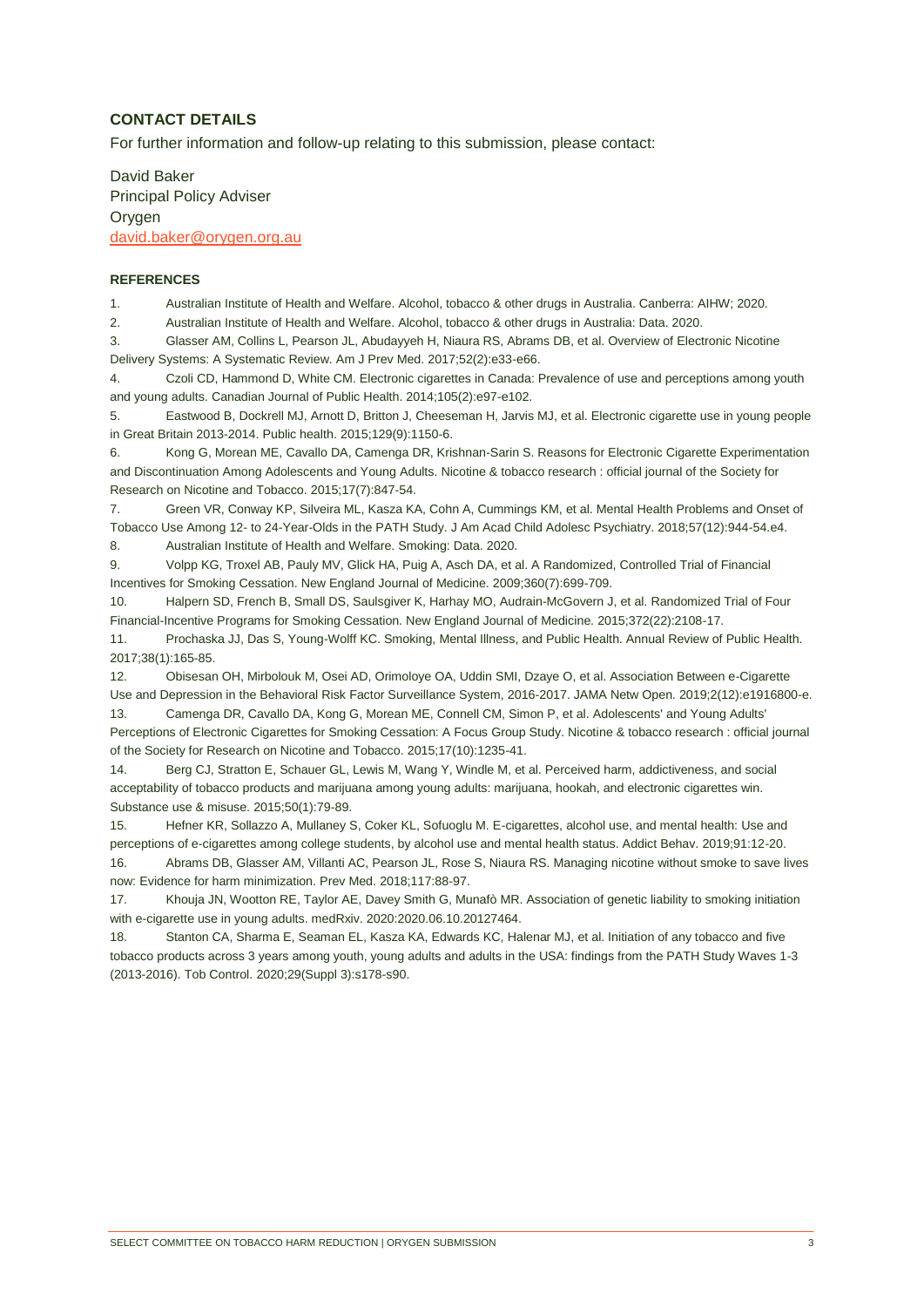## CONTACT DETAILS

For further information and follow-up relating to this submission, please contact:

David Baker
Principal Policy Adviser
Orygen
david.baker@orygen.org.au

### REFERENCES

1. Australian Institute of Health and Welfare. Alcohol, tobacco & other drugs in Australia. Canberra: AIHW; 2020.
2. Australian Institute of Health and Welfare. Alcohol, tobacco & other drugs in Australia: Data. 2020.
3. Glasser AM, Collins L, Pearson JL, Abudayyeh H, Niaura RS, Abrams DB, et al. Overview of Electronic Nicotine Delivery Systems: A Systematic Review. Am J Prev Med. 2017;52(2):e33-e66.
4. Czoli CD, Hammond D, White CM. Electronic cigarettes in Canada: Prevalence of use and perceptions among youth and young adults. Canadian Journal of Public Health. 2014;105(2):e97-e102.
5. Eastwood B, Dockrell MJ, Arnott D, Britton J, Cheeseman H, Jarvis MJ, et al. Electronic cigarette use in young people in Great Britain 2013-2014. Public health. 2015;129(9):1150-6.
6. Kong G, Morean ME, Cavallo DA, Camenga DR, Krishnan-Sarin S. Reasons for Electronic Cigarette Experimentation and Discontinuation Among Adolescents and Young Adults. Nicotine & tobacco research : official journal of the Society for Research on Nicotine and Tobacco. 2015;17(7):847-54.
7. Green VR, Conway KP, Silveira ML, Kasza KA, Cohn A, Cummings KM, et al. Mental Health Problems and Onset of Tobacco Use Among 12- to 24-Year-Olds in the PATH Study. J Am Acad Child Adolesc Psychiatry. 2018;57(12):944-54.e4.
8. Australian Institute of Health and Welfare. Smoking: Data. 2020.
9. Volpp KG, Troxel AB, Pauly MV, Glick HA, Puig A, Asch DA, et al. A Randomized, Controlled Trial of Financial Incentives for Smoking Cessation. New England Journal of Medicine. 2009;360(7):699-709.
10. Halpern SD, French B, Small DS, Saulsgiver K, Harhay MO, Audrain-McGovern J, et al. Randomized Trial of Four Financial-Incentive Programs for Smoking Cessation. New England Journal of Medicine. 2015;372(22):2108-17.
11. Prochaska JJ, Das S, Young-Wolff KC. Smoking, Mental Illness, and Public Health. Annual Review of Public Health. 2017;38(1):165-85.
12. Obisesan OH, Mirbolouk M, Osei AD, Orimoloye OA, Uddin SMI, Dzaye O, et al. Association Between e-Cigarette Use and Depression in the Behavioral Risk Factor Surveillance System, 2016-2017. JAMA Netw Open. 2019;2(12):e1916800-e.
13. Camenga DR, Cavallo DA, Kong G, Morean ME, Connell CM, Simon P, et al. Adolescents' and Young Adults' Perceptions of Electronic Cigarettes for Smoking Cessation: A Focus Group Study. Nicotine & tobacco research : official journal of the Society for Research on Nicotine and Tobacco. 2015;17(10):1235-41.
14. Berg CJ, Stratton E, Schauer GL, Lewis M, Wang Y, Windle M, et al. Perceived harm, addictiveness, and social acceptability of tobacco products and marijuana among young adults: marijuana, hookah, and electronic cigarettes win. Substance use & misuse. 2015;50(1):79-89.
15. Hefner KR, Sollazzo A, Mullaney S, Coker KL, Sofuoglu M. E-cigarettes, alcohol use, and mental health: Use and perceptions of e-cigarettes among college students, by alcohol use and mental health status. Addict Behav. 2019;91:12-20.
16. Abrams DB, Glasser AM, Villanti AC, Pearson JL, Rose S, Niaura RS. Managing nicotine without smoke to save lives now: Evidence for harm minimization. Prev Med. 2018;117:88-97.
17. Khouja JN, Wootton RE, Taylor AE, Davey Smith G, Munafò MR. Association of genetic liability to smoking initiation with e-cigarette use in young adults. medRxiv. 2020:2020.06.10.20127464.
18. Stanton CA, Sharma E, Seaman EL, Kasza KA, Edwards KC, Halenar MJ, et al. Initiation of any tobacco and five tobacco products across 3 years among youth, young adults and adults in the USA: findings from the PATH Study Waves 1-3 (2013-2016). Tob Control. 2020;29(Suppl 3):s178-s90.